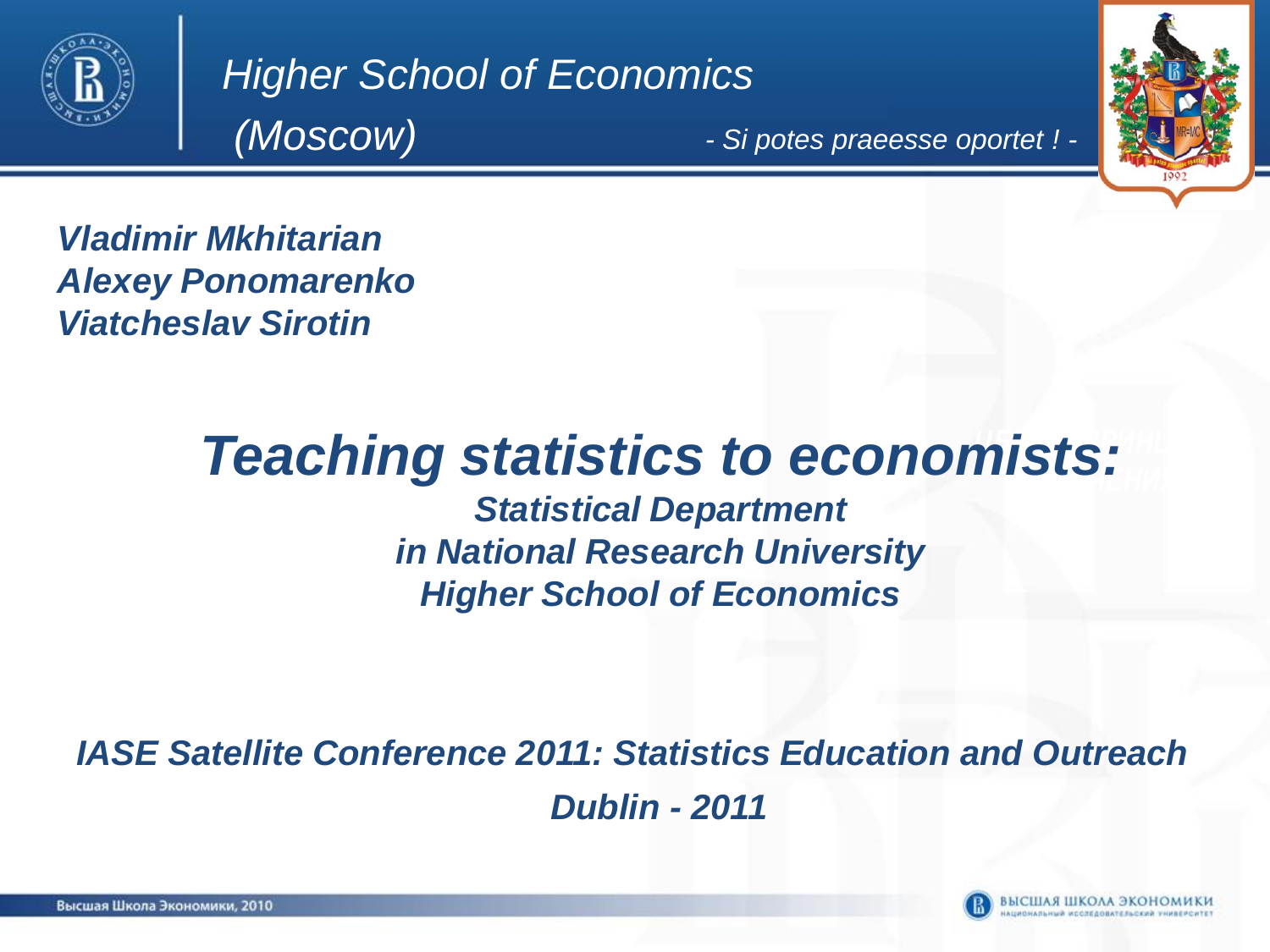*Higher School of Economics*
*(Moscow)*

*- Si potes praeesse oportet ! -*

***Vladimir Mkhitarian***
***Alexey Ponomarenko***
***Viatcheslav Sirotin***

# *Teaching statistics to economists:*

## *Statistical Department in National Research University Higher School of Economics*

***IASE Satellite Conference 2011: Statistics Education and Outreach***

***Dublin - 2011***

Высшая Школа Экономики, 2010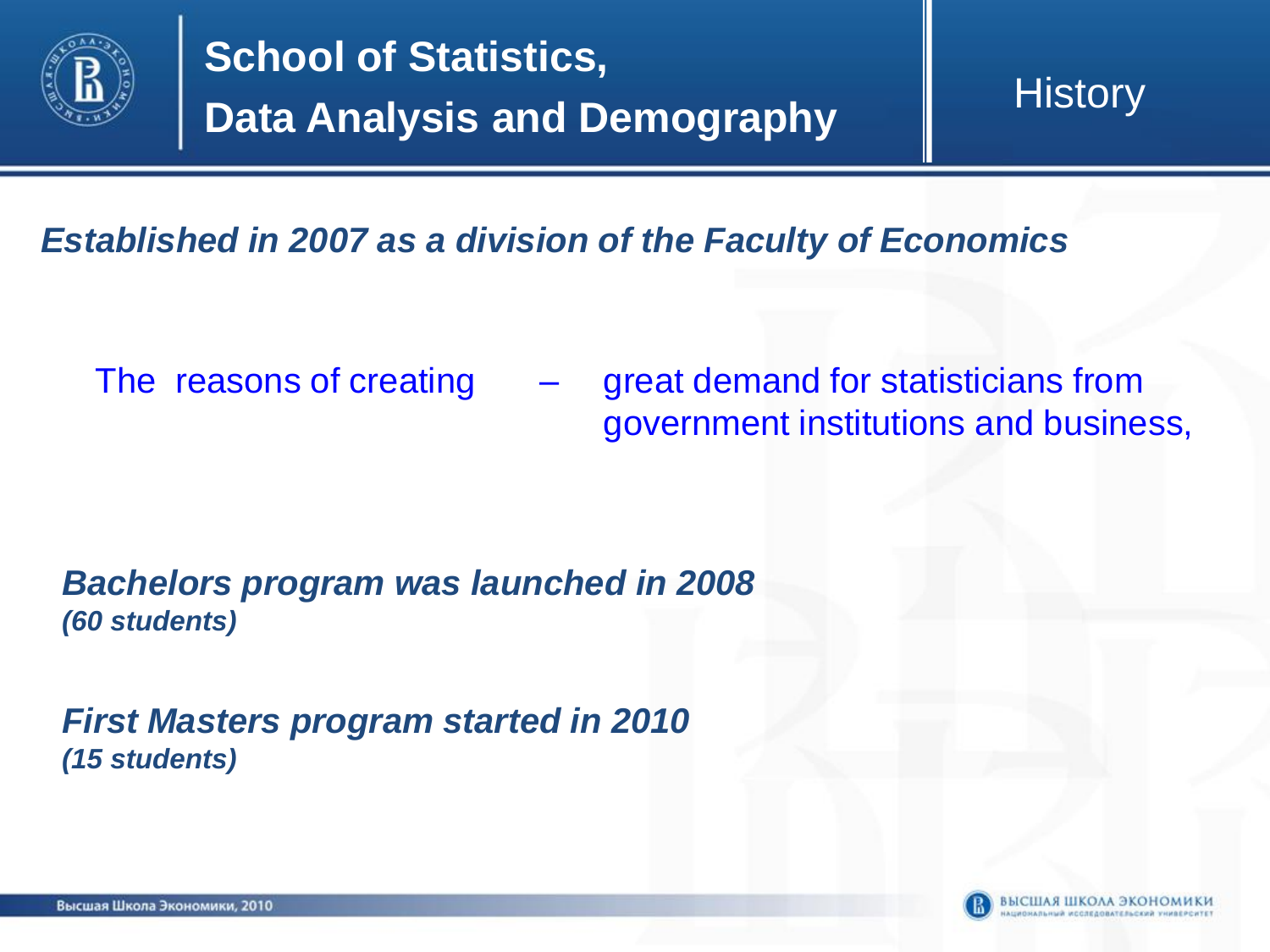# School of Statistics, Data Analysis and Demography

## History

***Established in 2007 as a division of the Faculty of Economics***

The reasons of creating – great demand for statisticians from government institutions and business,

***Bachelors program was launched in 2008***
***(60 students)***

***First Masters program started in 2010***
***(15 students)***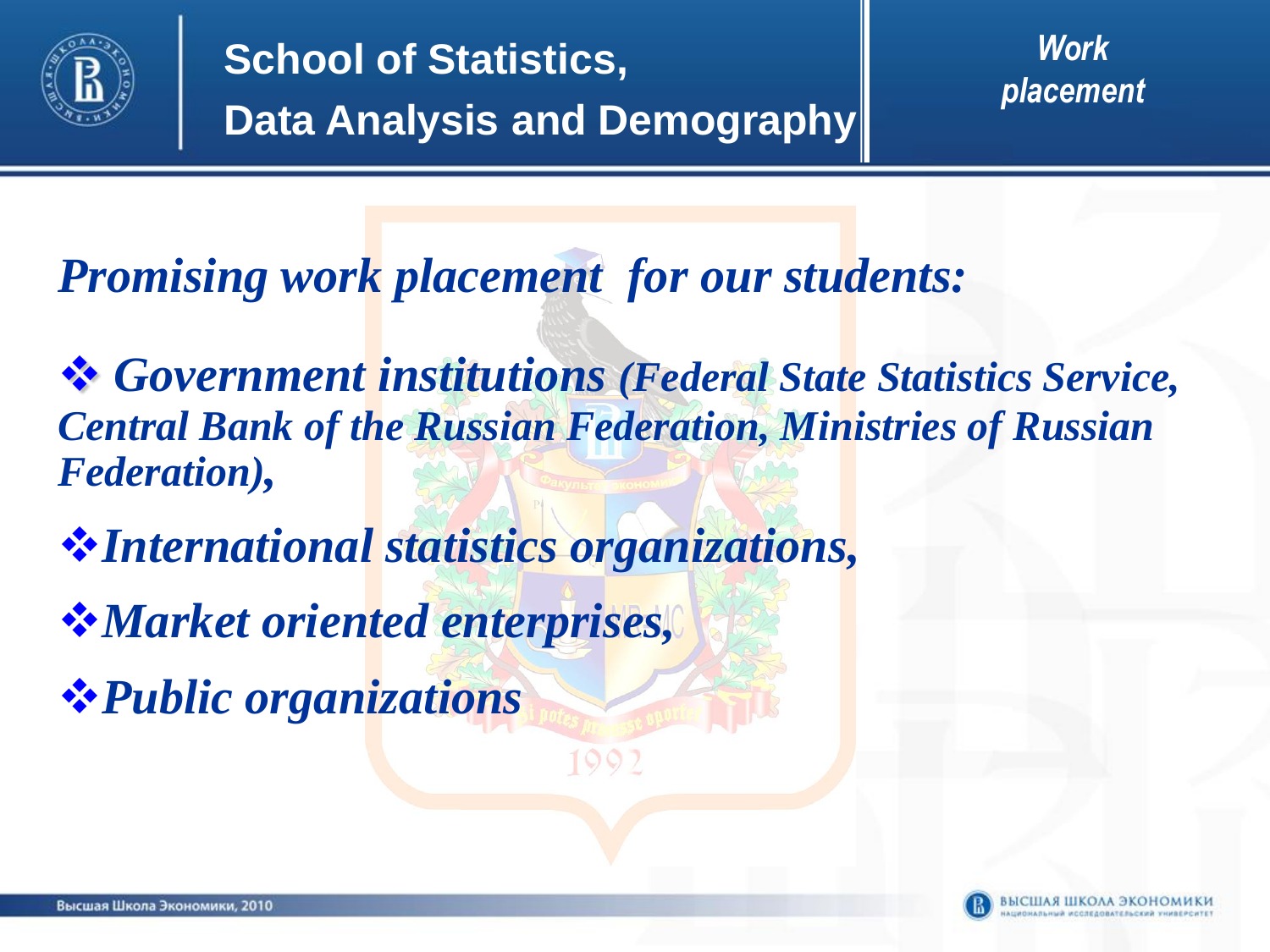## *Promising work placement for our students:*

- ***Government institutions** (Federal State Statistics Service, Central Bank of the Russian Federation, Ministries of Russian Federation),*
- ***International statistics organizations,***
- ***Market oriented enterprises,***
- ***Public organizations***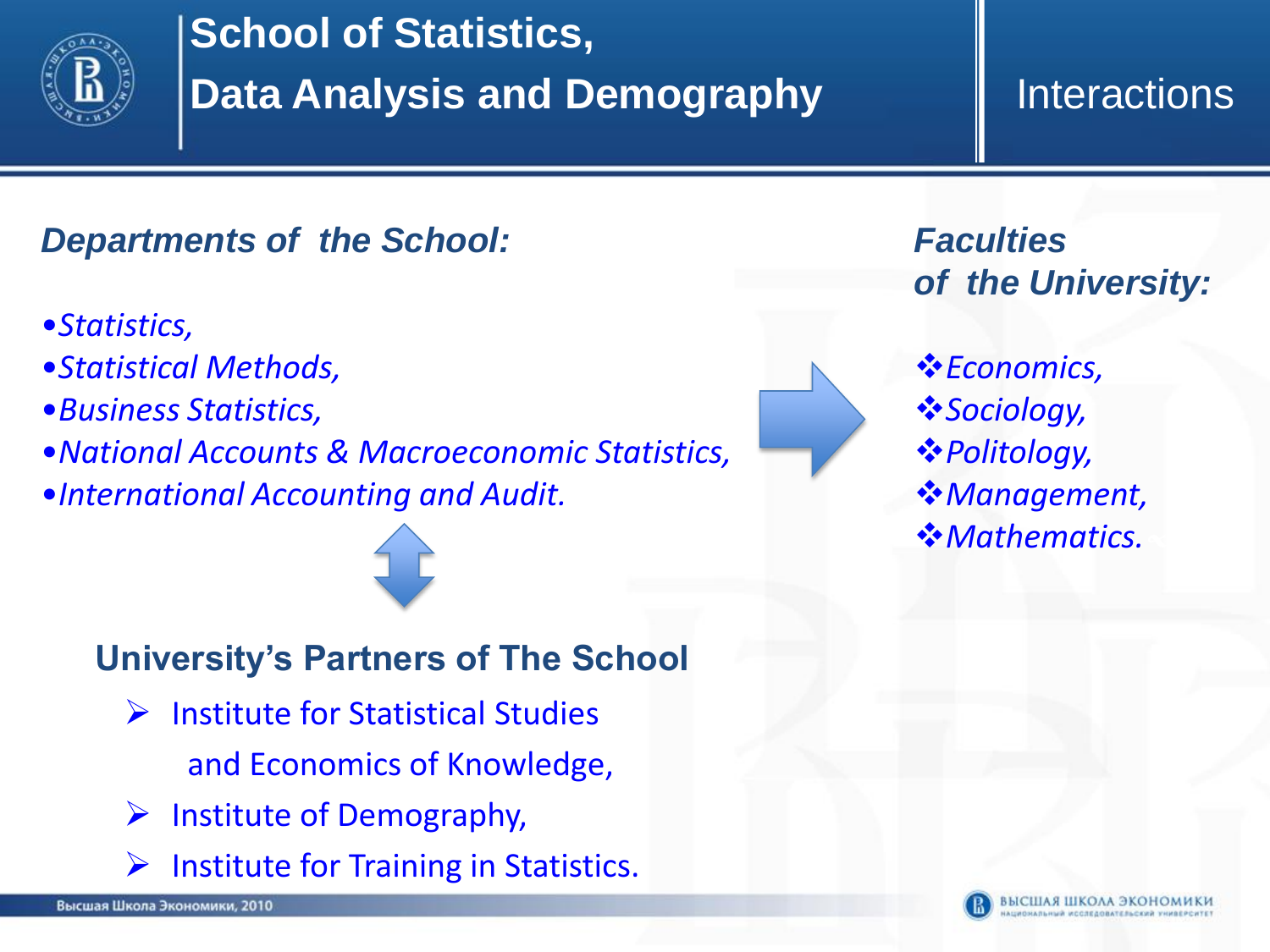# School of Statistics, Data Analysis and Demography

## Interactions

***Departments of the School:***

- *Statistics,*
- *Statistical Methods,*
- *Business Statistics,*
- *National Accounts & Macroeconomic Statistics,*
- *International Accounting and Audit.*

***Faculties of the University:***

- *Economics,*
- *Sociology,*
- *Politology,*
- *Management,*
- *Mathematics.*

**University's Partners of The School**

- Institute for Statistical Studies and Economics of Knowledge,
- Institute of Demography,
- Institute for Training in Statistics.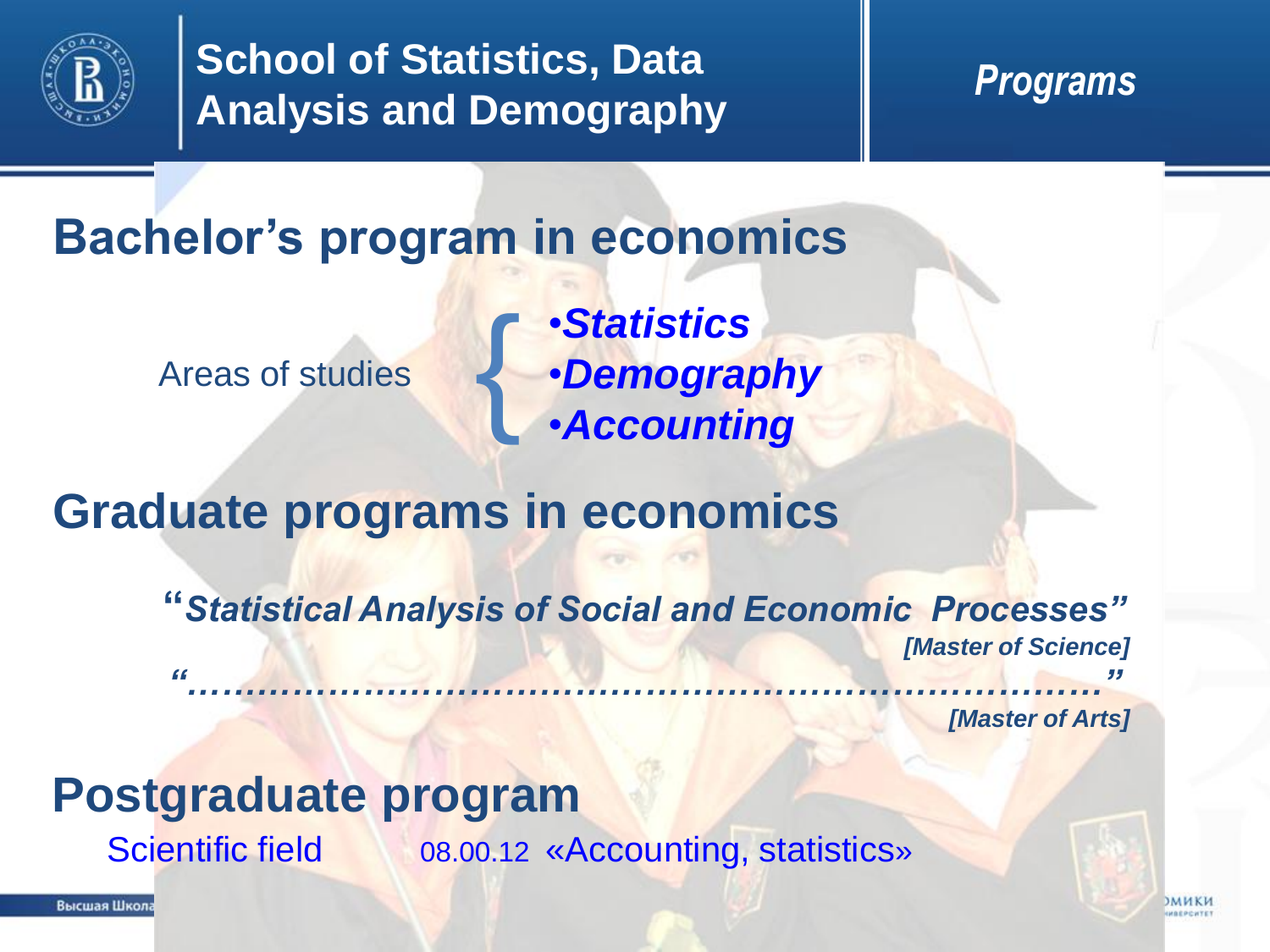# School of Statistics, Data Analysis and Demography

*Programs*

## Bachelor's program in economics

Areas of studies

- ***Statistics***
- ***Demography***
- ***Accounting***

## Graduate programs in economics

"***Statistical Analysis of Social and Economic Processes***"
***[Master of Science]***

"***……………………………………………………………………***"
***[Master of Arts]***

## Postgraduate program

Scientific field 08.00.12 «Accounting, statistics»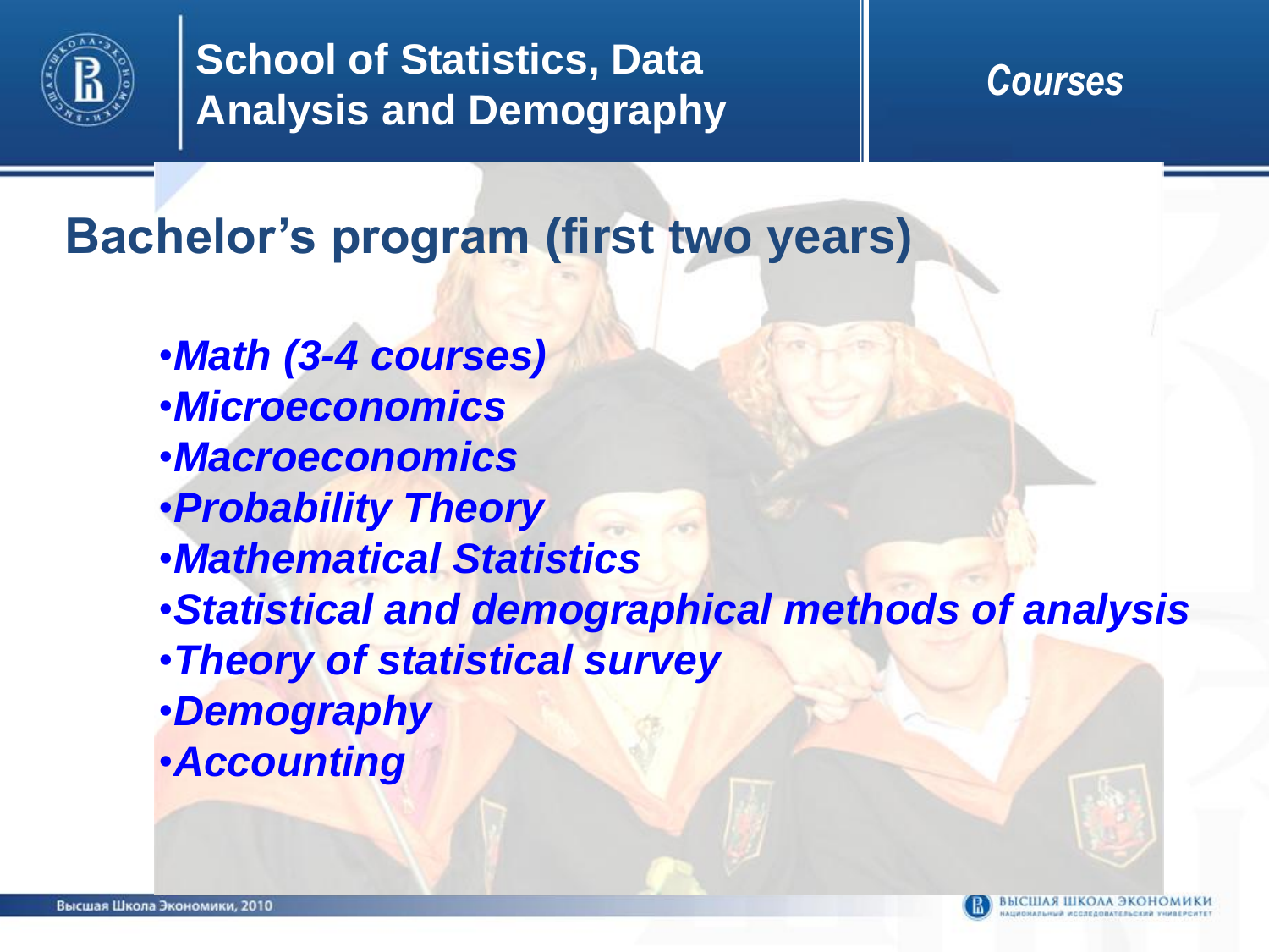## Bachelor's program (first two years)

- *Math (3-4 courses)*
- *Microeconomics*
- *Macroeconomics*
- *Probability Theory*
- *Mathematical Statistics*
- *Statistical and demographical methods of analysis*
- *Theory of statistical survey*
- *Demography*
- *Accounting*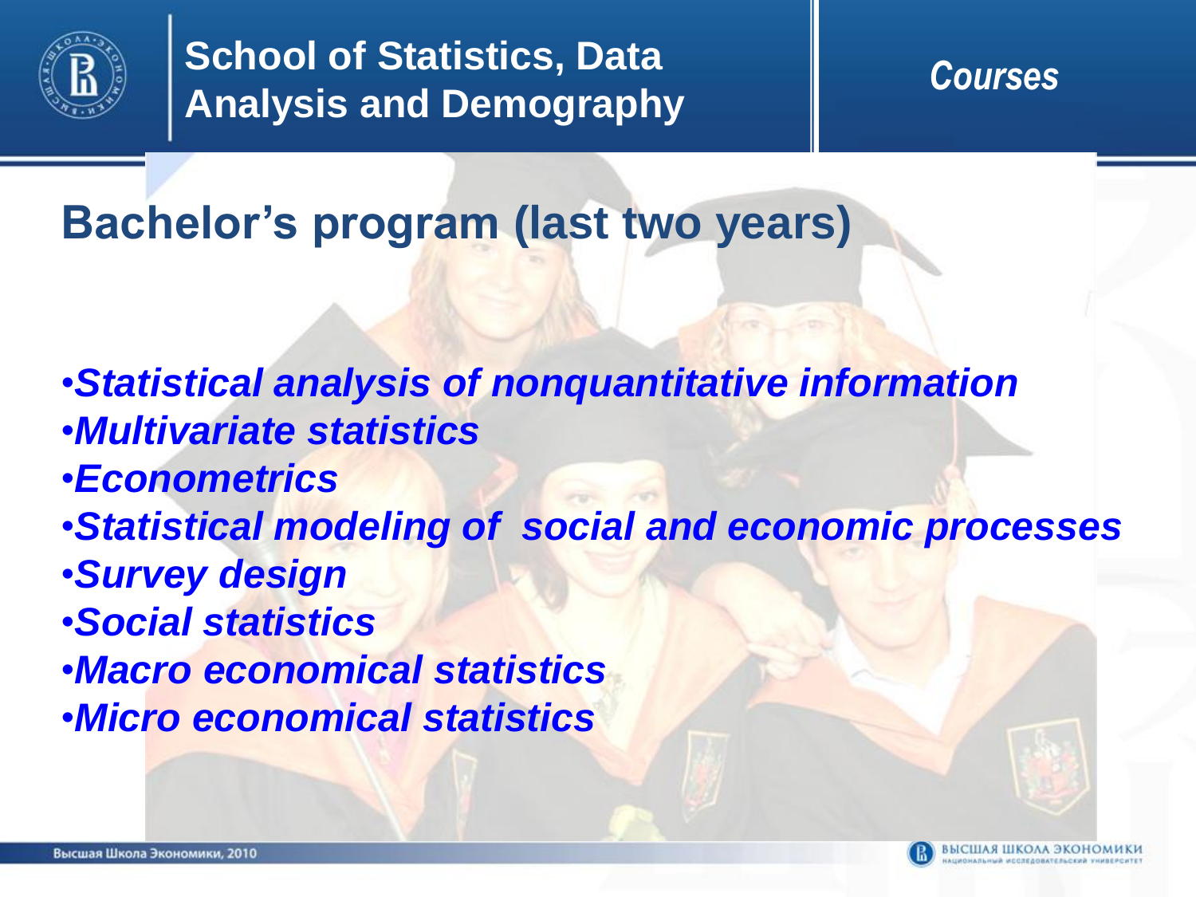# School of Statistics, Data Analysis and Demography

*Courses*

## Bachelor's program (last two years)

- ***Statistical analysis of nonquantitative information***
- ***Multivariate statistics***
- ***Econometrics***
- ***Statistical modeling of social and economic processes***
- ***Survey design***
- ***Social statistics***
- ***Macro economical statistics***
- ***Micro economical statistics***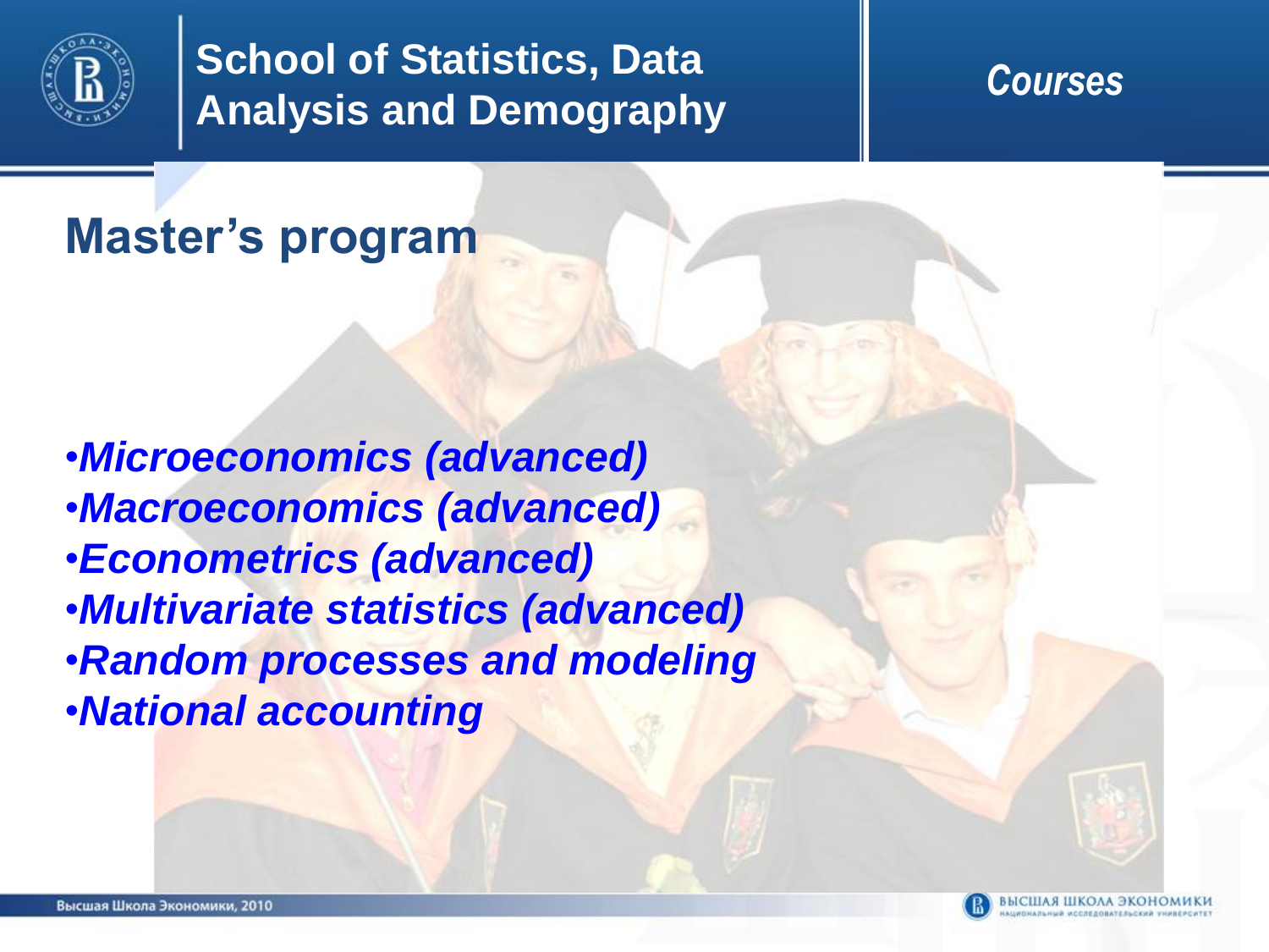# School of Statistics, Data Analysis and Demography

*Courses*

## Master's program

- ***Microeconomics (advanced)***
- ***Macroeconomics (advanced)***
- ***Econometrics (advanced)***
- ***Multivariate statistics (advanced)***
- ***Random processes and modeling***
- ***National accounting***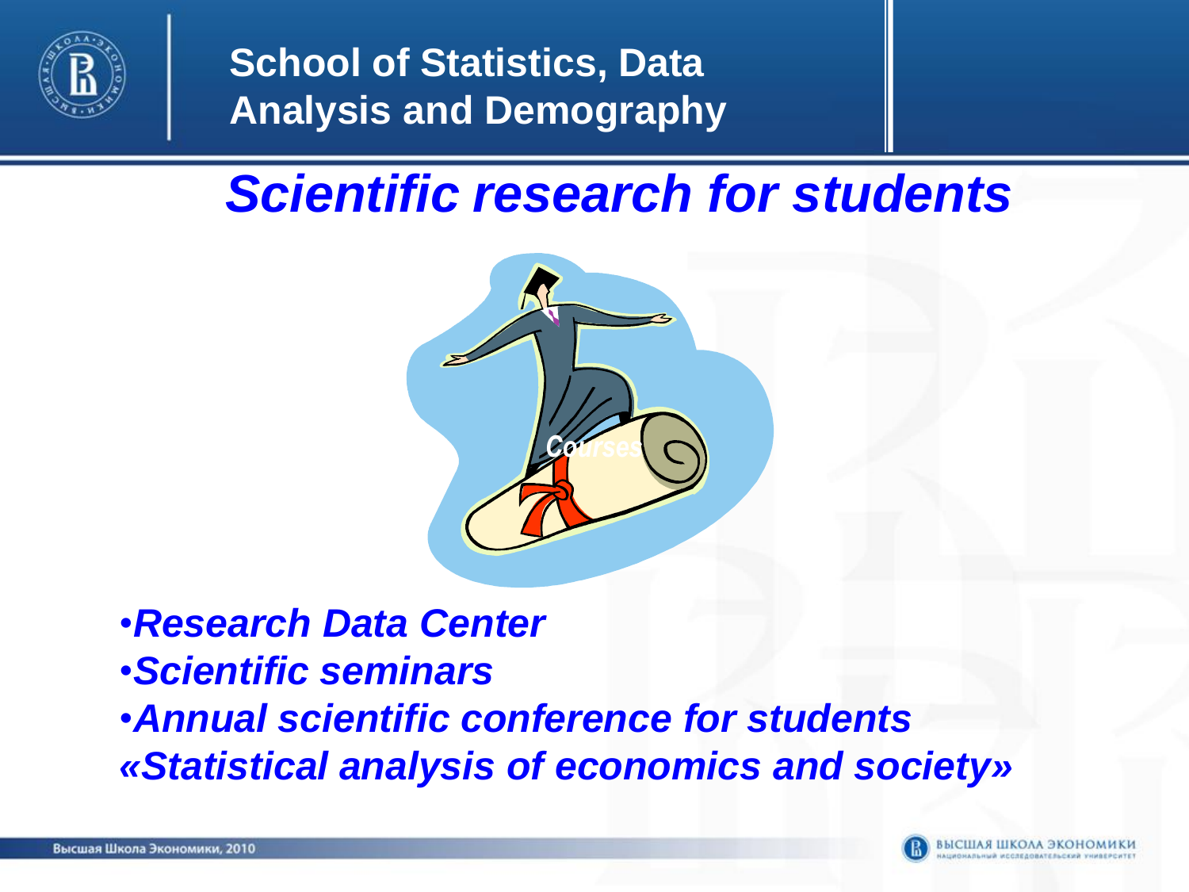# School of Statistics, Data Analysis and Demography

## *Scientific research for students*

- ***Research Data Center***
- ***Scientific seminars***
- ***Annual scientific conference for students «Statistical analysis of economics and society»***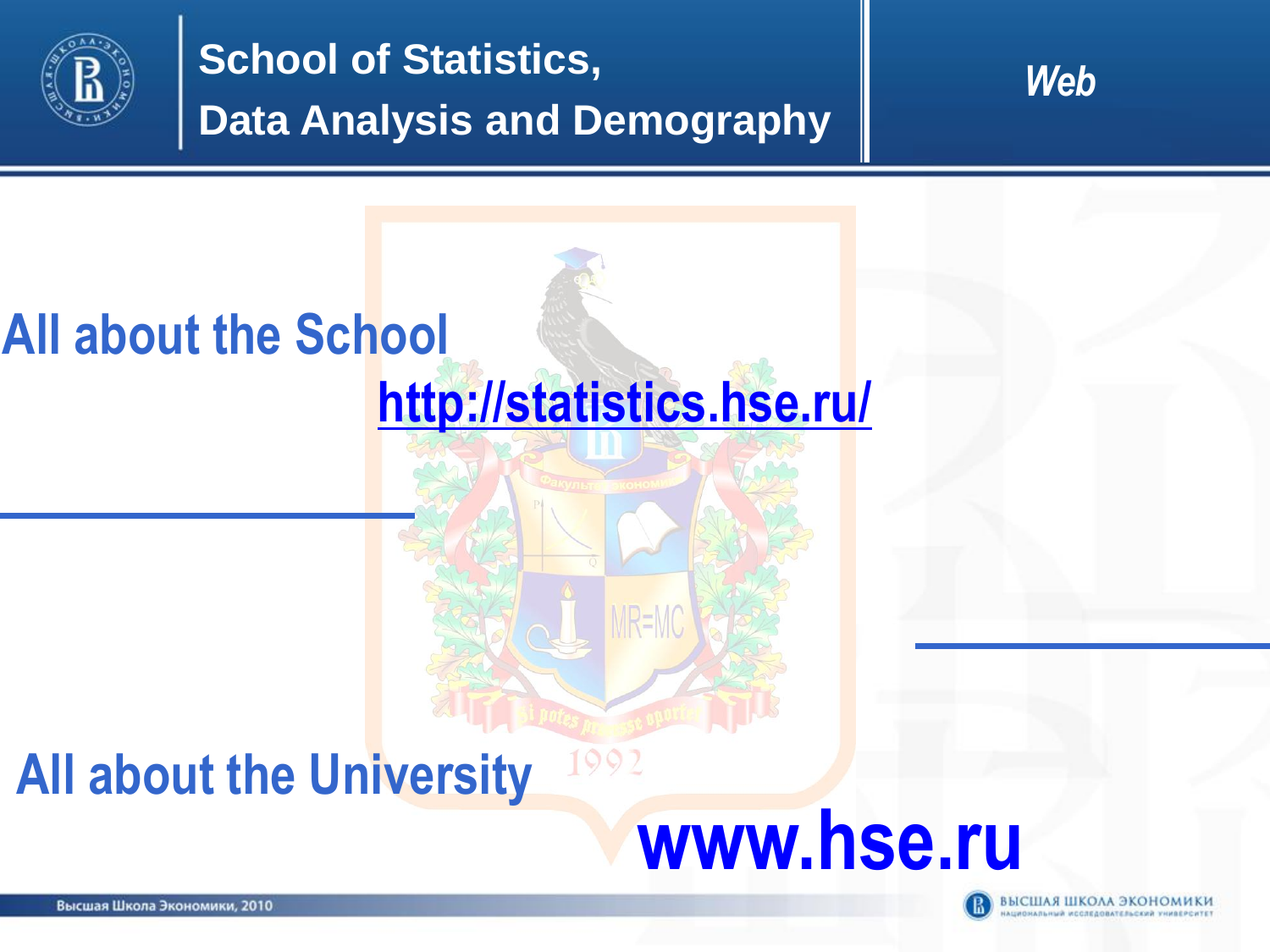# Web

## All about the School

http://statistics.hse.ru/

## All about the University

www.hse.ru